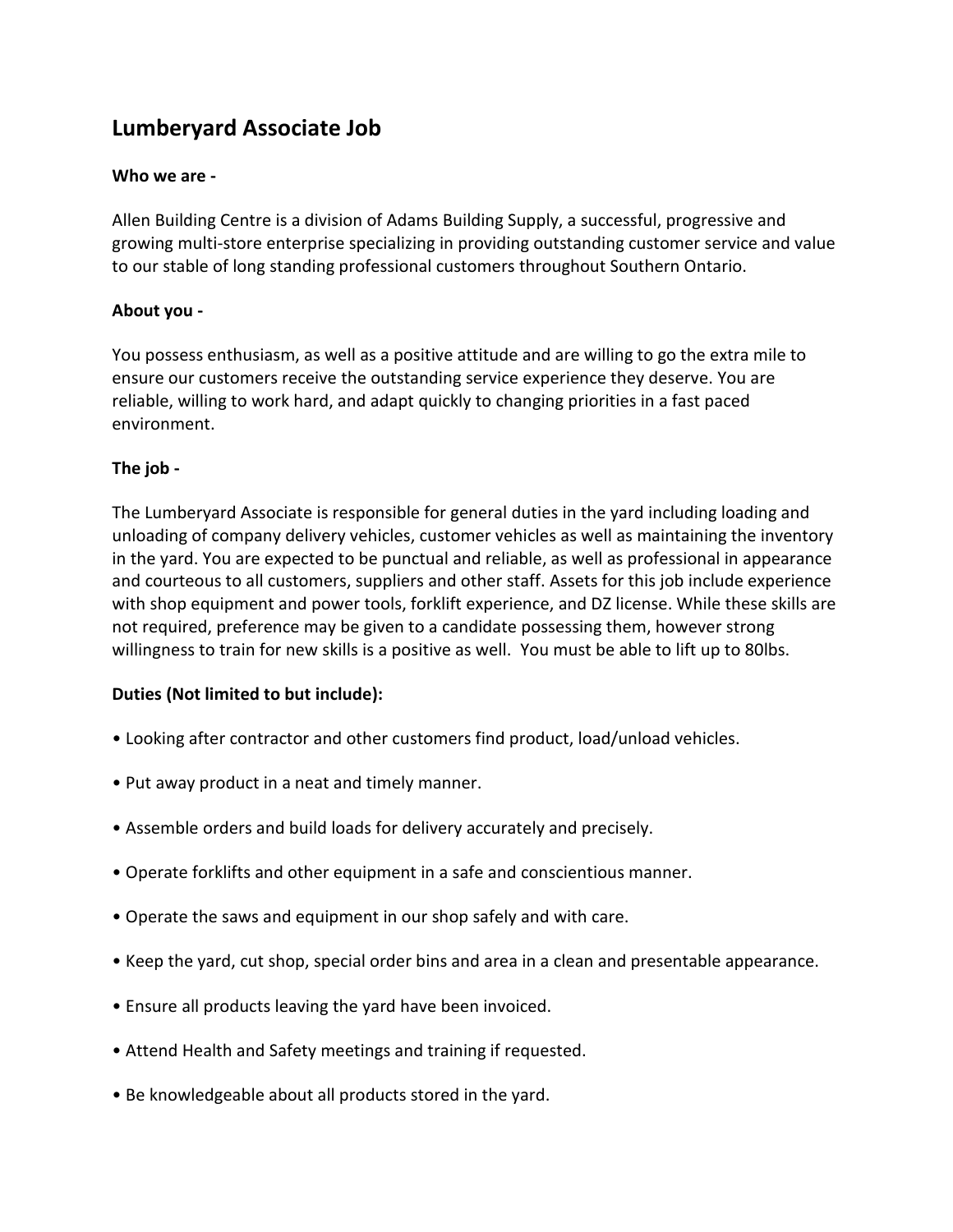# Lumberyard Associate Job

**Who we are -**

Allen Building Centre is a division of Adams Building Supply, a successful, progressive and growing multi-store enterprise specializing in providing outstanding customer service and value to our stable of long standing professional customers throughout Southern Ontario.

**About you -**

You possess enthusiasm, as well as a positive attitude and are willing to go the extra mile to ensure our customers receive the outstanding service experience they deserve. You are reliable, willing to work hard, and adapt quickly to changing priorities in a fast paced environment.

**The job -**

The Lumberyard Associate is responsible for general duties in the yard including loading and unloading of company delivery vehicles, customer vehicles as well as maintaining the inventory in the yard. You are expected to be punctual and reliable, as well as professional in appearance and courteous to all customers, suppliers and other staff. Assets for this job include experience with shop equipment and power tools, forklift experience, and DZ license. While these skills are not required, preference may be given to a candidate possessing them, however strong willingness to train for new skills is a positive as well. You must be able to lift up to 80lbs.

**Duties (Not limited to but include):**

- Looking after contractor and other customers find product, load/unload vehicles.
- Put away product in a neat and timely manner.
- Assemble orders and build loads for delivery accurately and precisely.
- Operate forklifts and other equipment in a safe and conscientious manner.
- Operate the saws and equipment in our shop safely and with care.
- Keep the yard, cut shop, special order bins and area in a clean and presentable appearance.
- Ensure all products leaving the yard have been invoiced.
- Attend Health and Safety meetings and training if requested.
- Be knowledgeable about all products stored in the yard.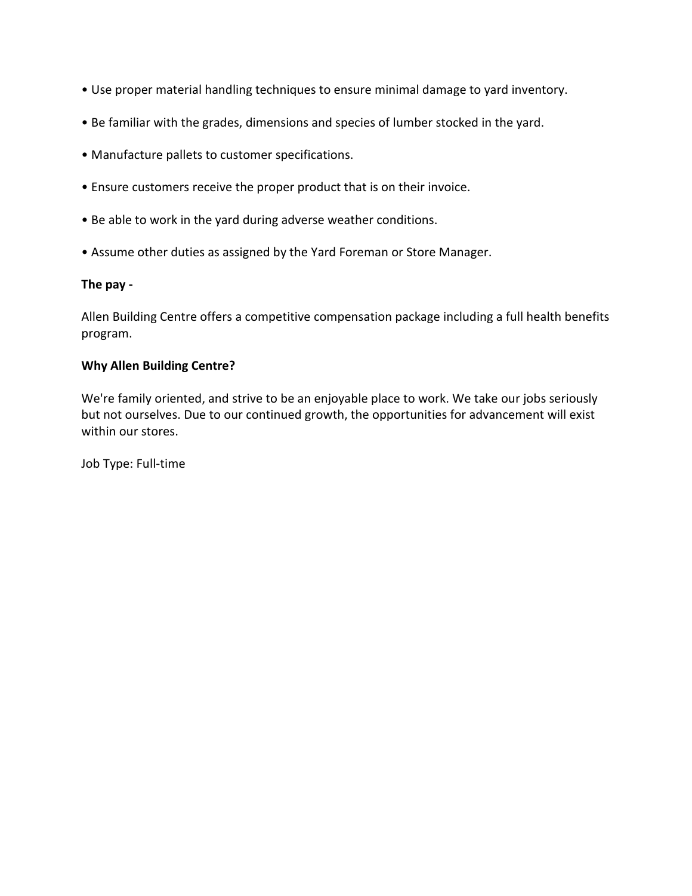- Use proper material handling techniques to ensure minimal damage to yard inventory.
- Be familiar with the grades, dimensions and species of lumber stocked in the yard.
- Manufacture pallets to customer specifications.
- Ensure customers receive the proper product that is on their invoice.
- Be able to work in the yard during adverse weather conditions.
- Assume other duties as assigned by the Yard Foreman or Store Manager.

**The pay -**

Allen Building Centre offers a competitive compensation package including a full health benefits program.

**Why Allen Building Centre?**

We're family oriented, and strive to be an enjoyable place to work. We take our jobs seriously but not ourselves. Due to our continued growth, the opportunities for advancement will exist within our stores.

Job Type: Full-time